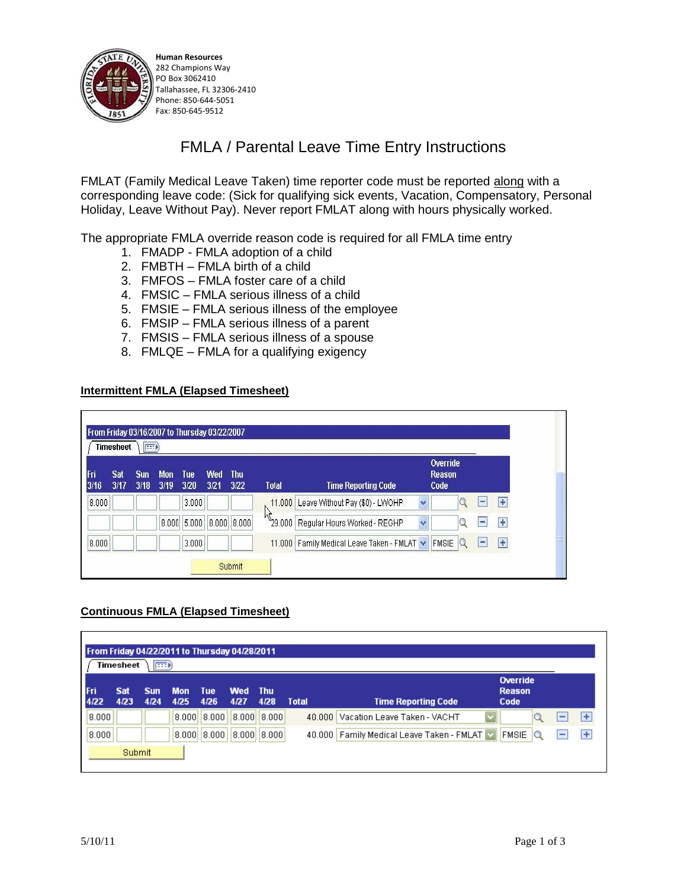**Human Resources**
282 Champions Way
PO Box 3062410
Tallahassee, FL 32306-2410
Phone: 850-644-5051
Fax: 850-645-9512

# FMLA / Parental Leave Time Entry Instructions

FMLAT (Family Medical Leave Taken) time reporter code must be reported along with a corresponding leave code: (Sick for qualifying sick events, Vacation, Compensatory, Personal Holiday, Leave Without Pay). Never report FMLAT along with hours physically worked.

The appropriate FMLA override reason code is required for all FMLA time entry

1. FMADP - FMLA adoption of a child
2. FMBTH – FMLA birth of a child
3. FMFOS – FMLA foster care of a child
4. FMSIC – FMLA serious illness of a child
5. FMSIE – FMLA serious illness of the employee
6. FMSIP – FMLA serious illness of a parent
7. FMSIS – FMLA serious illness of a spouse
8. FMLQE – FMLA for a qualifying exigency

## Intermittent FMLA (Elapsed Timesheet)

From Friday 03/16/2007 to Thursday 03/22/2007

| Fri 3/16 | Sat 3/17 | Sun 3/18 | Mon 3/19 | Tue 3/20 | Wed 3/21 | Thu 3/22 | Total | Time Reporting Code | Override Reason Code |
|---|---|---|---|---|---|---|---|---|---|
| 8.000 | | | | 3.000 | | | 11.000 | Leave Without Pay ($0) - LWOHP | |
| | | | 8.000 | 5.000 | 8.000 | 8.000 | 29.000 | Regular Hours Worked - REGHP | |
| 8.000 | | | | 3.000 | | | 11.000 | Family Medical Leave Taken - FMLAT | FMSIE |

Submit

## Continuous FMLA (Elapsed Timesheet)

From Friday 04/22/2011 to Thursday 04/28/2011

| Fri 4/22 | Sat 4/23 | Sun 4/24 | Mon 4/25 | Tue 4/26 | Wed 4/27 | Thu 4/28 | Total | Time Reporting Code | Override Reason Code |
|---|---|---|---|---|---|---|---|---|---|
| 8.000 | | | 8.000 | 8.000 | 8.000 | 8.000 | 40.000 | Vacation Leave Taken - VACHT | |
| 8.000 | | | 8.000 | 8.000 | 8.000 | 8.000 | 40.000 | Family Medical Leave Taken - FMLAT | FMSIE |

Submit

5/10/11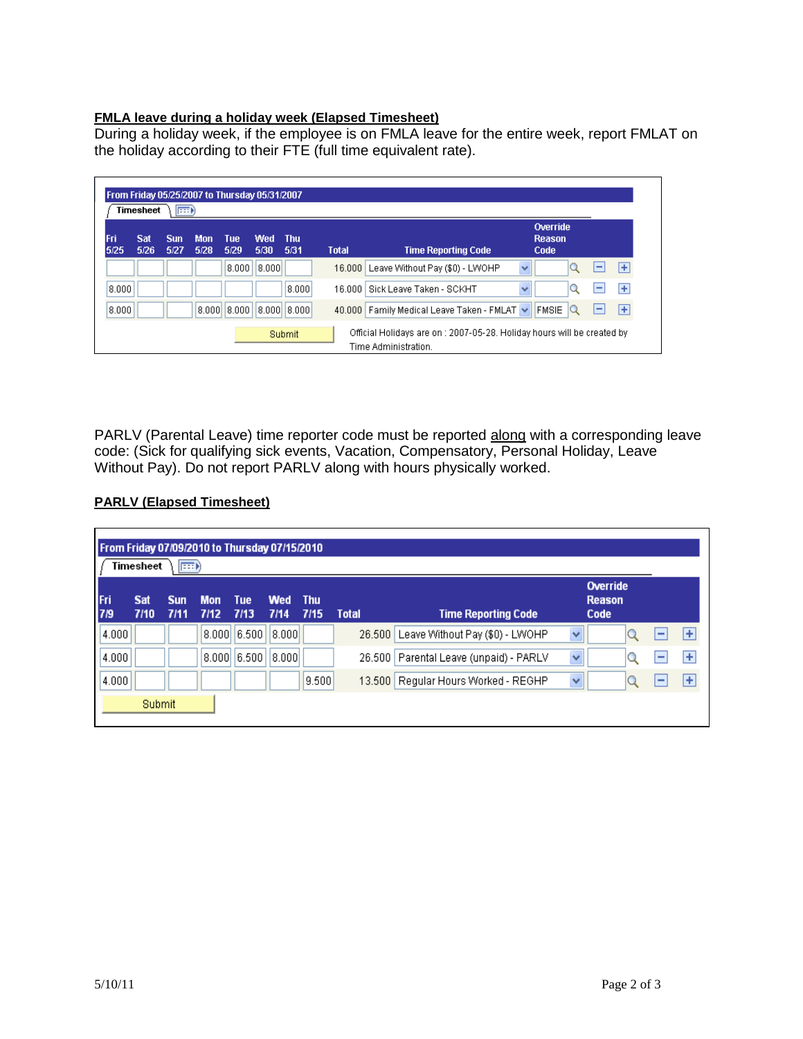**FMLA leave during a holiday week (Elapsed Timesheet)**

During a holiday week, if the employee is on FMLA leave for the entire week, report FMLAT on the holiday according to their FTE (full time equivalent rate).

From Friday 05/25/2007 to Thursday 05/31/2007

Timesheet

| Fri 5/25 | Sat 5/26 | Sun 5/27 | Mon 5/28 | Tue 5/29 | Wed 5/30 | Thu 5/31 | Total | Time Reporting Code | Override Reason Code |
|---|---|---|---|---|---|---|---|---|---|
| | | | | 8.000 | 8.000 | | 16.000 | Leave Without Pay ($0) - LWOHP | |
| 8.000 | | | | | | 8.000 | 16.000 | Sick Leave Taken - SCKHT | |
| 8.000 | | | 8.000 | 8.000 | 8.000 | 8.000 | 40.000 | Family Medical Leave Taken - FMLAT | FMSIE |

Submit

Official Holidays are on : 2007-05-28. Holiday hours will be created by Time Administration.

PARLV (Parental Leave) time reporter code must be reported along with a corresponding leave code: (Sick for qualifying sick events, Vacation, Compensatory, Personal Holiday, Leave Without Pay). Do not report PARLV along with hours physically worked.

**PARLV (Elapsed Timesheet)**

From Friday 07/09/2010 to Thursday 07/15/2010

Timesheet

| Fri 7/9 | Sat 7/10 | Sun 7/11 | Mon 7/12 | Tue 7/13 | Wed 7/14 | Thu 7/15 | Total | Time Reporting Code | Override Reason Code |
|---|---|---|---|---|---|---|---|---|---|
| 4.000 | | | 8.000 | 6.500 | 8.000 | | 26.500 | Leave Without Pay ($0) - LWOHP | |
| 4.000 | | | 8.000 | 6.500 | 8.000 | | 26.500 | Parental Leave (unpaid) - PARLV | |
| 4.000 | | | | | | 9.500 | 13.500 | Regular Hours Worked - REGHP | |

Submit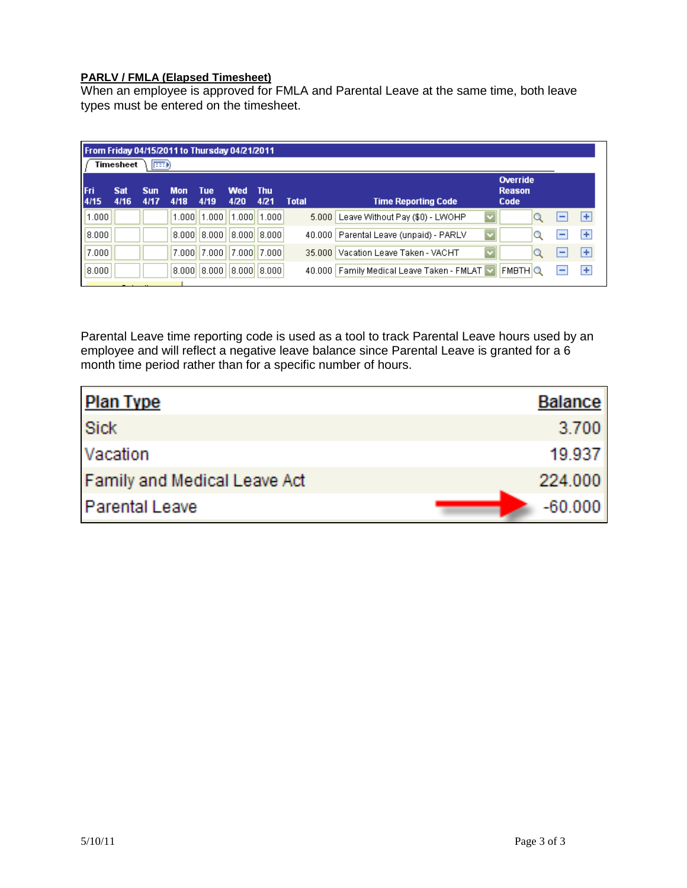**PARLV / FMLA (Elapsed Timesheet)**

When an employee is approved for FMLA and Parental Leave at the same time, both leave types must be entered on the timesheet.

From Friday 04/15/2011 to Thursday 04/21/2011

Timesheet

| Fri 4/15 | Sat 4/16 | Sun 4/17 | Mon 4/18 | Tue 4/19 | Wed 4/20 | Thu 4/21 | Total | Time Reporting Code | Override Reason Code |
|---|---|---|---|---|---|---|---|---|---|
| 1.000 | | | 1.000 | 1.000 | 1.000 | 1.000 | 5.000 | Leave Without Pay ($0) - LWOHP | |
| 8.000 | | | 8.000 | 8.000 | 8.000 | 8.000 | 40.000 | Parental Leave (unpaid) - PARLV | |
| 7.000 | | | 7.000 | 7.000 | 7.000 | 7.000 | 35.000 | Vacation Leave Taken - VACHT | |
| 8.000 | | | 8.000 | 8.000 | 8.000 | 8.000 | 40.000 | Family Medical Leave Taken - FMLAT | FMBTH |

Parental Leave time reporting code is used as a tool to track Parental Leave hours used by an employee and will reflect a negative leave balance since Parental Leave is granted for a 6 month time period rather than for a specific number of hours.

| Plan Type | Balance |
|---|---|
| Sick | 3.700 |
| Vacation | 19.937 |
| Family and Medical Leave Act | 224.000 |
| Parental Leave | -60.000 |

5/10/11